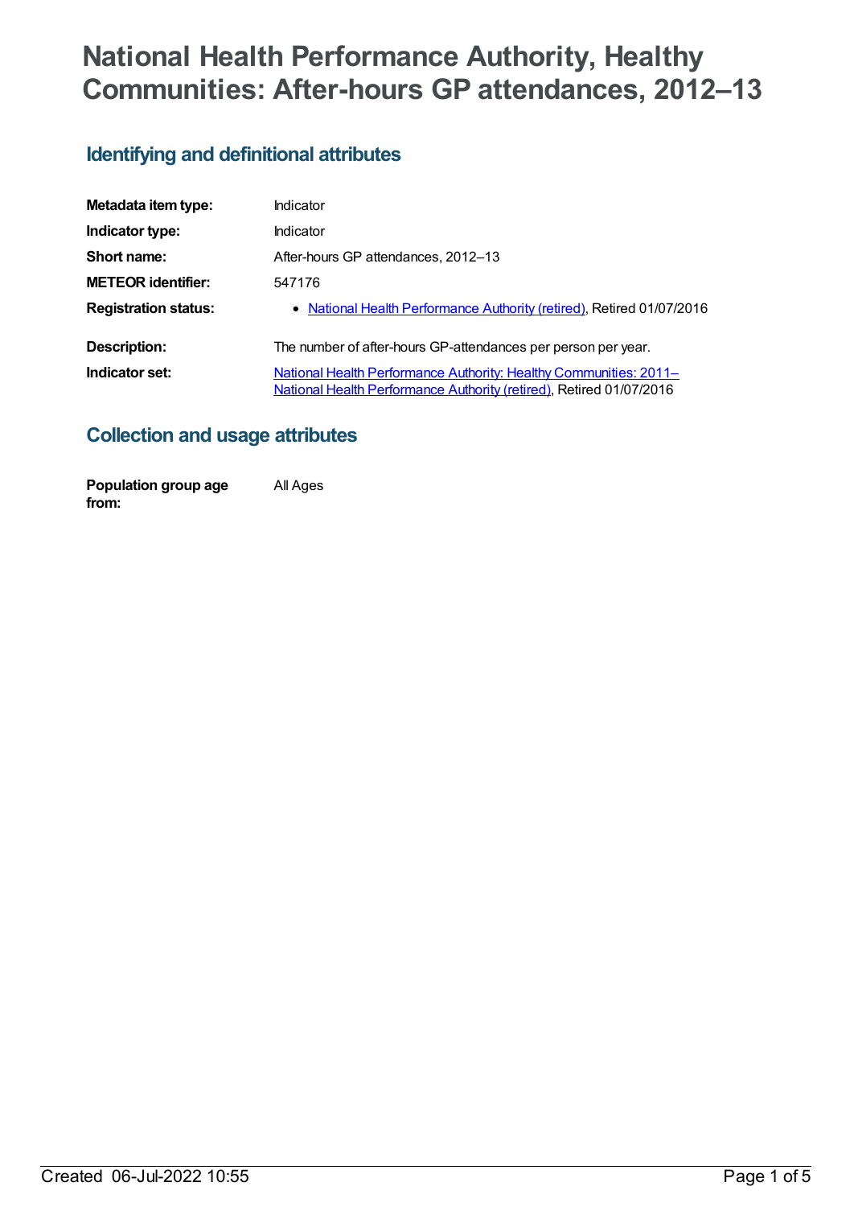# National Health Performance Authority, Healthy Communities: After-hours GP attendances, 2012–13

## Identifying and definitional attributes

| | |
|---|---|
| **Metadata item type:** | Indicator |
| **Indicator type:** | Indicator |
| **Short name:** | After-hours GP attendances, 2012–13 |
| **METEOR identifier:** | 547176 |
| **Registration status:** | • National Health Performance Authority (retired), Retired 01/07/2016 |
| **Description:** | The number of after-hours GP-attendances per person per year. |
| **Indicator set:** | National Health Performance Authority: Healthy Communities: 2011– National Health Performance Authority (retired), Retired 01/07/2016 |

## Collection and usage attributes

| | |
|---|---|
| **Population group age from:** | All Ages |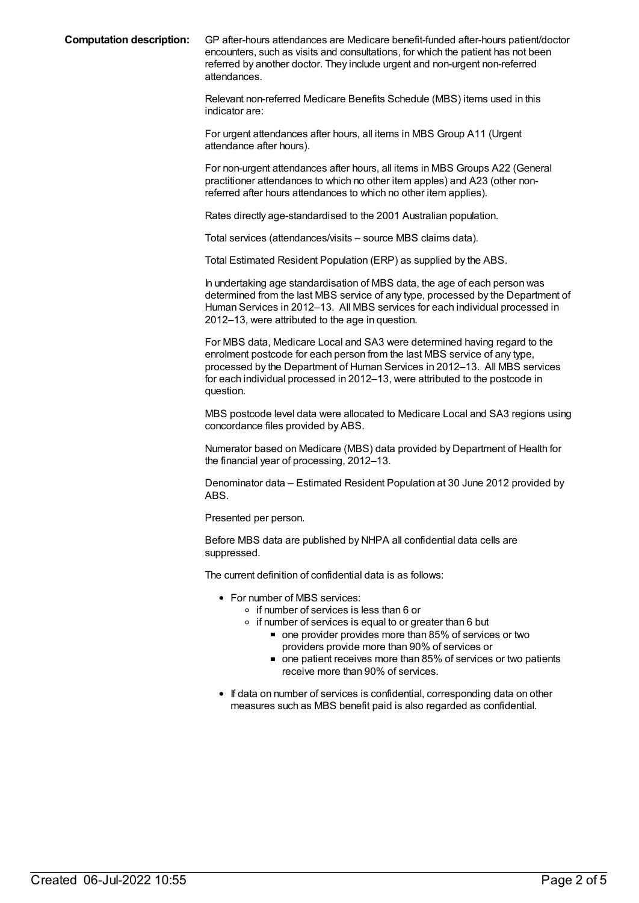**Computation description:** GP after-hours attendances are Medicare benefit-funded after-hours patient/doctor encounters, such as visits and consultations, for which the patient has not been referred by another doctor. They include urgent and non-urgent non-referred attendances.

Relevant non-referred Medicare Benefits Schedule (MBS) items used in this indicator are:

For urgent attendances after hours, all items in MBS Group A11 (Urgent attendance after hours).

For non-urgent attendances after hours, all items in MBS Groups A22 (General practitioner attendances to which no other item apples) and A23 (other non-referred after hours attendances to which no other item applies).

Rates directly age-standardised to the 2001 Australian population.

Total services (attendances/visits – source MBS claims data).

Total Estimated Resident Population (ERP) as supplied by the ABS.

In undertaking age standardisation of MBS data, the age of each person was determined from the last MBS service of any type, processed by the Department of Human Services in 2012–13. All MBS services for each individual processed in 2012–13, were attributed to the age in question.

For MBS data, Medicare Local and SA3 were determined having regard to the enrolment postcode for each person from the last MBS service of any type, processed by the Department of Human Services in 2012–13. All MBS services for each individual processed in 2012–13, were attributed to the postcode in question.

MBS postcode level data were allocated to Medicare Local and SA3 regions using concordance files provided by ABS.

Numerator based on Medicare (MBS) data provided by Department of Health for the financial year of processing, 2012–13.

Denominator data – Estimated Resident Population at 30 June 2012 provided by ABS.

Presented per person.

Before MBS data are published by NHPA all confidential data cells are suppressed.

The current definition of confidential data is as follows:

- For number of MBS services:
  - if number of services is less than 6 or
  - if number of services is equal to or greater than 6 but
    - one provider provides more than 85% of services or two providers provide more than 90% of services or
    - one patient receives more than 85% of services or two patients receive more than 90% of services.
- If data on number of services is confidential, corresponding data on other measures such as MBS benefit paid is also regarded as confidential.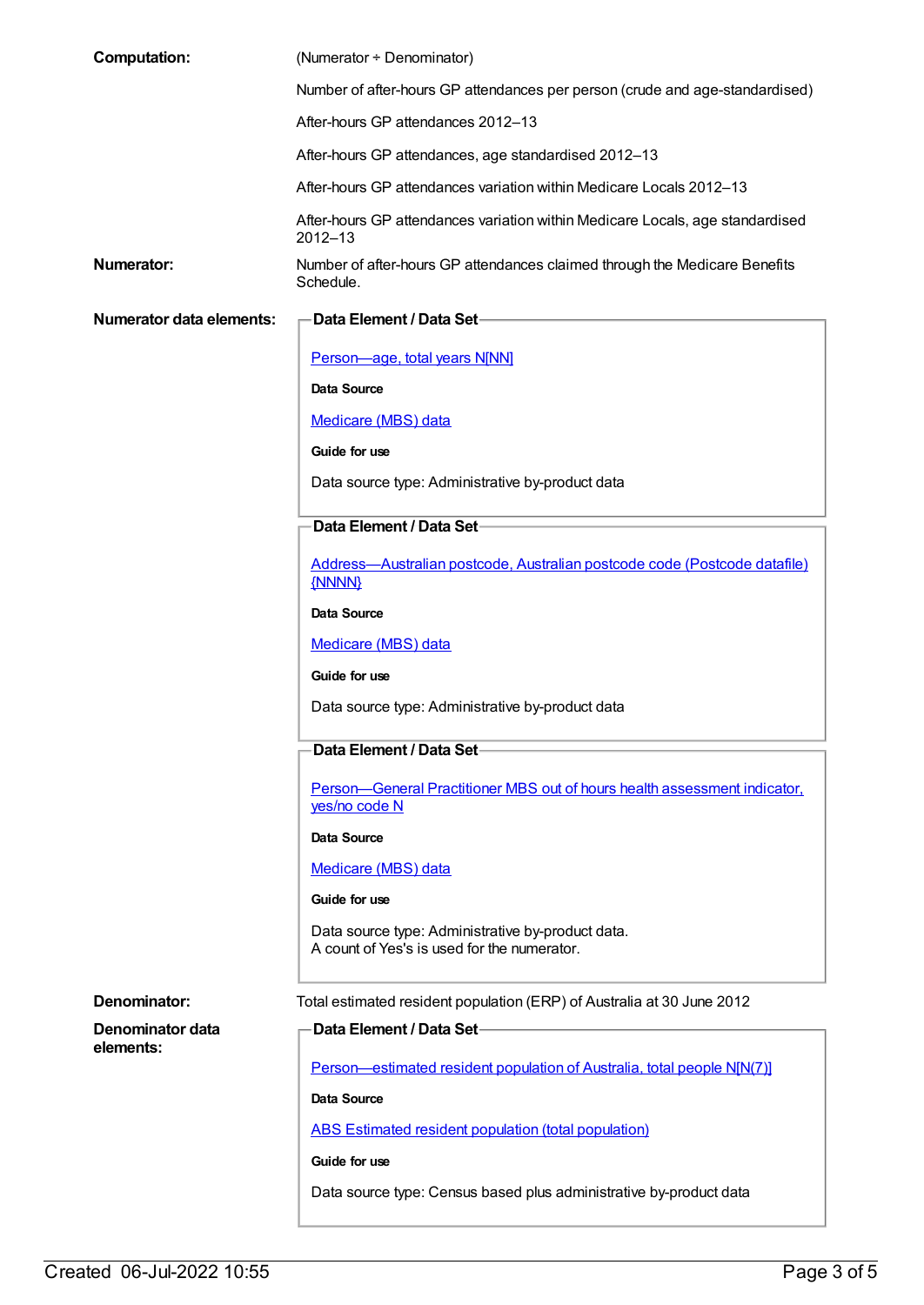**Computation:** (Numerator ÷ Denominator)

Number of after-hours GP attendances per person (crude and age-standardised)

After-hours GP attendances 2012–13

After-hours GP attendances, age standardised 2012–13

After-hours GP attendances variation within Medicare Locals 2012–13

After-hours GP attendances variation within Medicare Locals, age standardised 2012–13

**Numerator:** Number of after-hours GP attendances claimed through the Medicare Benefits Schedule.

**Numerator data elements:**

**Data Element / Data Set**

Person—age, total years N[NN]

**Data Source**

Medicare (MBS) data

**Guide for use**

Data source type: Administrative by-product data

**Data Element / Data Set**

Address—Australian postcode, Australian postcode code (Postcode datafile) {NNNN}

**Data Source**

Medicare (MBS) data

**Guide for use**

Data source type: Administrative by-product data

**Data Element / Data Set**

Person—General Practitioner MBS out of hours health assessment indicator, yes/no code N

**Data Source**

Medicare (MBS) data

**Guide for use**

Data source type: Administrative by-product data.
A count of Yes's is used for the numerator.

**Denominator:** Total estimated resident population (ERP) of Australia at 30 June 2012

**Denominator data elements:**

**Data Element / Data Set**

Person—estimated resident population of Australia, total people N[N(7)]

**Data Source**

ABS Estimated resident population (total population)

**Guide for use**

Data source type: Census based plus administrative by-product data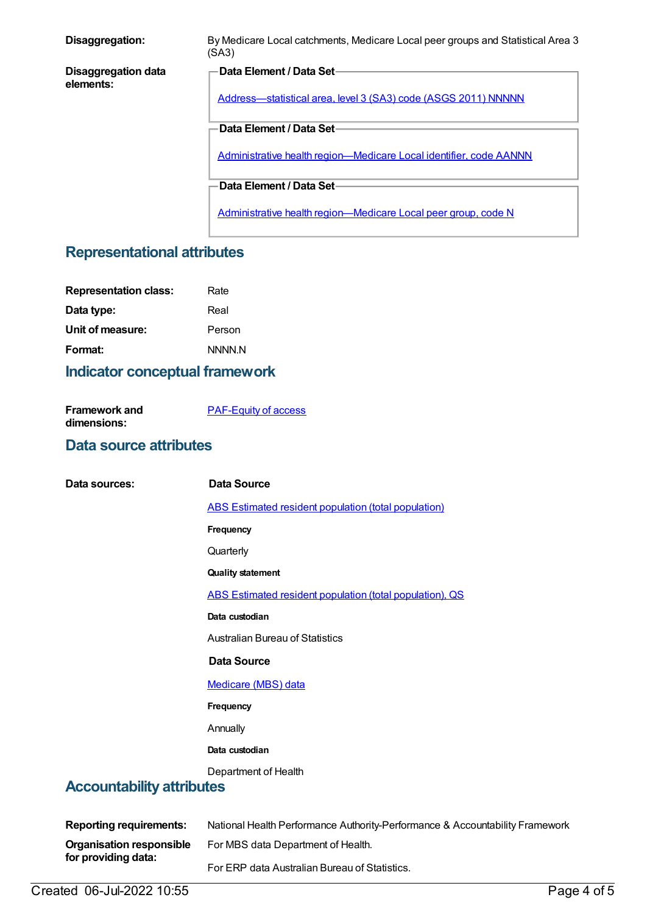**Disaggregation:** By Medicare Local catchments, Medicare Local peer groups and Statistical Area 3 (SA3)

**Disaggregation data elements:**

**Data Element / Data Set**

Address—statistical area, level 3 (SA3) code (ASGS 2011) NNNNN

**Data Element / Data Set**

Administrative health region—Medicare Local identifier, code AANNN

**Data Element / Data Set**

Administrative health region—Medicare Local peer group, code N

## Representational attributes

**Representation class:** Rate

**Data type:** Real

**Unit of measure:** Person

**Format:** NNNN.N

## Indicator conceptual framework

**Framework and dimensions:** PAF-Equity of access

## Data source attributes

**Data sources:**

**Data Source**

ABS Estimated resident population (total population)

**Frequency**

Quarterly

**Quality statement**

ABS Estimated resident population (total population), QS

**Data custodian**

Australian Bureau of Statistics

**Data Source**

Medicare (MBS) data

**Frequency**

Annually

**Data custodian**

Department of Health

## Accountability attributes

**Reporting requirements:** National Health Performance Authority-Performance & Accountability Framework

**Organisation responsible for providing data:** For MBS data Department of Health.

For ERP data Australian Bureau of Statistics.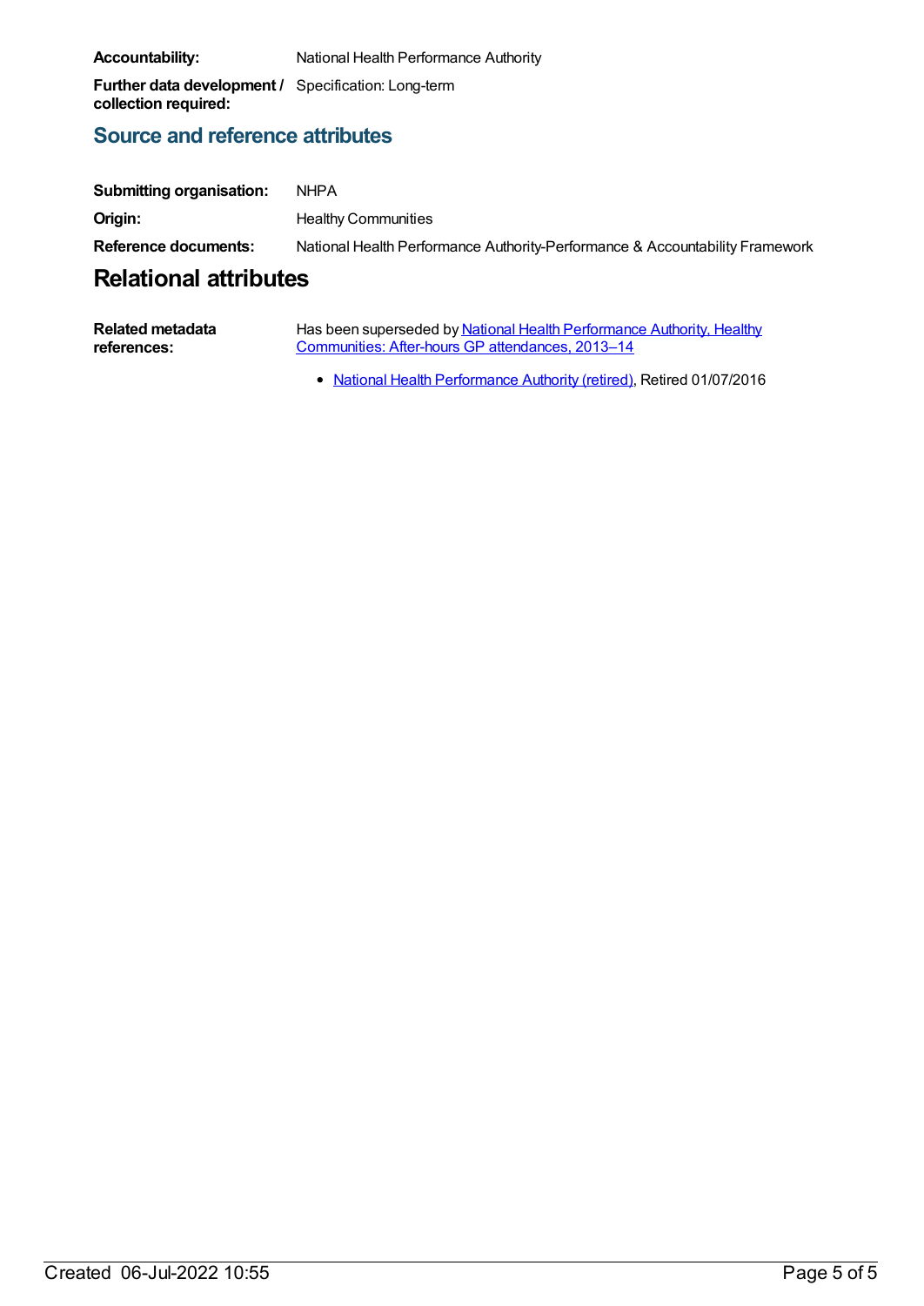**Accountability:** National Health Performance Authority

**Further data development / collection required:** Specification: Long-term

## Source and reference attributes

**Submitting organisation:** NHPA

**Origin:** Healthy Communities

**Reference documents:** National Health Performance Authority-Performance & Accountability Framework

# Relational attributes

**Related metadata references:** Has been superseded by National Health Performance Authority, Healthy Communities: After-hours GP attendances, 2013–14

- National Health Performance Authority (retired), Retired 01/07/2016